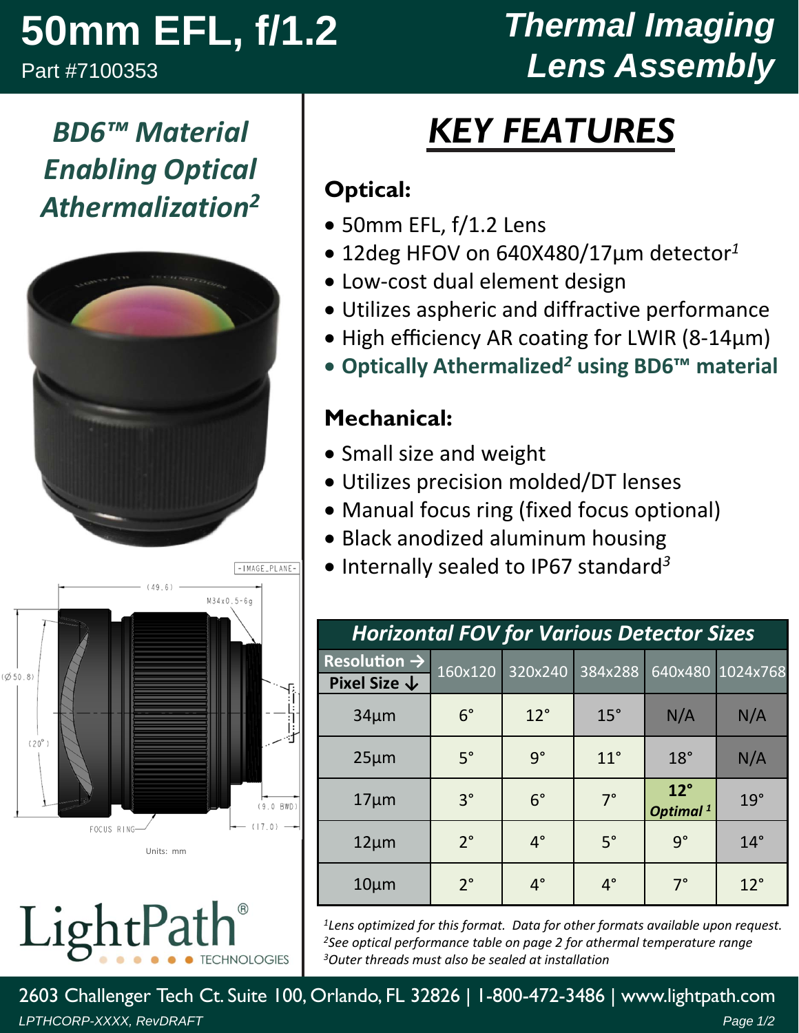# 50mm EFL, f/1.2

Part #7100353

# Thermal Imaging Lens Assembly

## *BD6™ Material Enabling Optical Athermalization[2]*

(49.6)

M34x0.5-6g

-IMAGE_PLANE-

(Ø50.8)

(20°)

(9.0 BWD)

(17.0)

FOCUS RING

Units: mm

LightPath® TECHNOLOGIES

# KEY FEATURES

### Optical:

- 50mm EFL, f/1.2 Lens
- 12deg HFOV on 640X480/17µm detector[1]
- Low-cost dual element design
- Utilizes aspheric and diffractive performance
- High efficiency AR coating for LWIR (8-14µm)
- **Optically Athermalized[2] using BD6™ material**

### Mechanical:

- Small size and weight
- Utilizes precision molded/DT lenses
- Manual focus ring (fixed focus optional)
- Black anodized aluminum housing
- Internally sealed to IP67 standard[3]

**Horizontal FOV for Various Detector Sizes**

| Resolution → / Pixel Size ↓ | 160x120 | 320x240 | 384x288 | 640x480 | 1024x768 |
|---|---|---|---|---|---|
| 34µm | 6° | 12° | 15° | N/A | N/A |
| 25µm | 5° | 9° | 11° | 18° | N/A |
| 17µm | 3° | 6° | 7° | **12°** *Optimal [1]* | 19° |
| 12µm | 2° | 4° | 5° | 9° | 14° |
| 10µm | 2° | 4° | 4° | 7° | 12° |

*[1]Lens optimized for this format. Data for other formats available upon request.*
*[2]See optical performance table on page 2 for athermal temperature range*
*[3]Outer threads must also be sealed at installation*

2603 Challenger Tech Ct. Suite 100, Orlando, FL 32826 | 1-800-472-3486 | www.lightpath.com

*LPTHCORP-XXXX, RevDRAFT*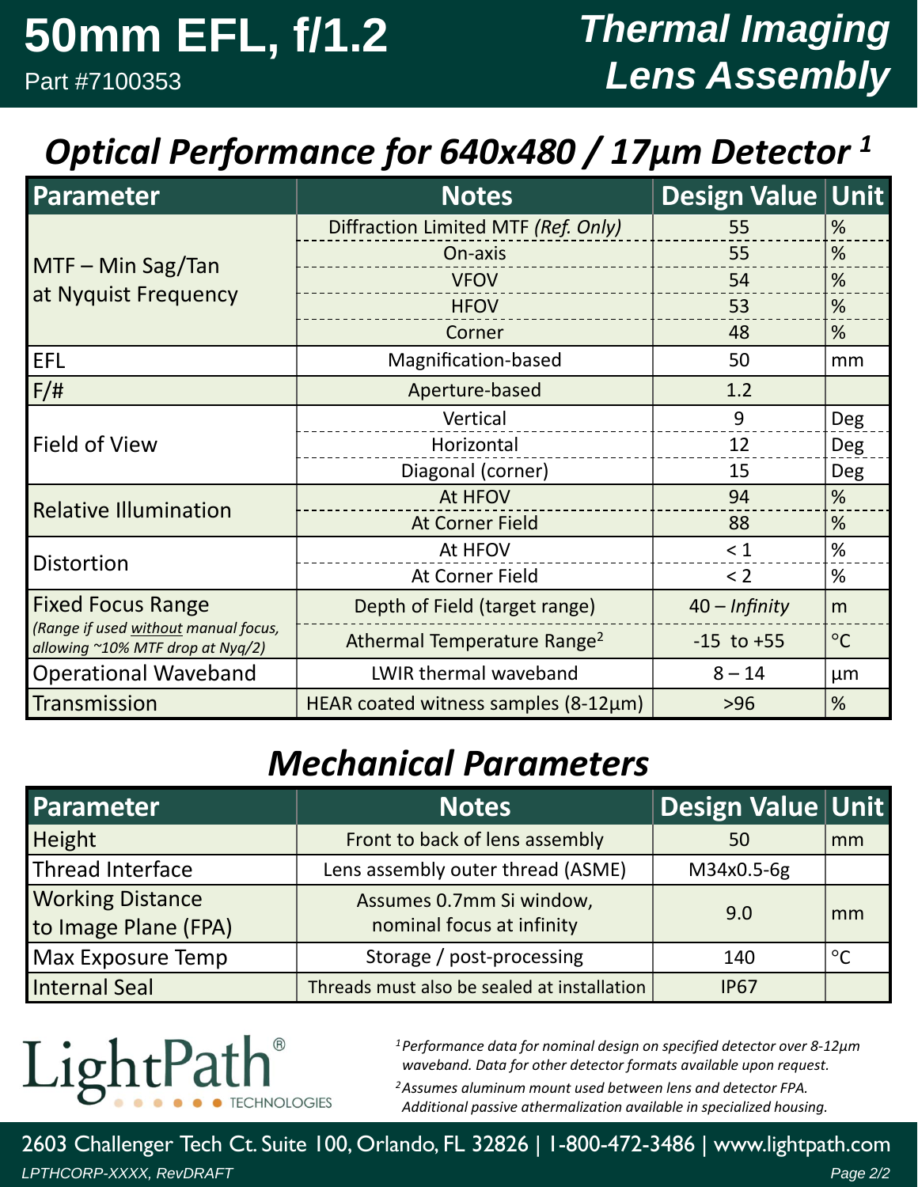# 50mm EFL, f/1.2

Part #7100353

# *Thermal Imaging Lens Assembly*

## *Optical Performance for 640x480 / 17µm Detector [1]*

| Parameter | Notes | Design Value | Unit |
|---|---|---|---|
| MTF – Min Sag/Tan at Nyquist Frequency | Diffraction Limited MTF *(Ref. Only)* | 55 | % |
| | On-axis | 55 | % |
| | VFOV | 54 | % |
| | HFOV | 53 | % |
| | Corner | 48 | % |
| EFL | Magnification-based | 50 | mm |
| F/# | Aperture-based | 1.2 | |
| Field of View | Vertical | 9 | Deg |
| | Horizontal | 12 | Deg |
| | Diagonal (corner) | 15 | Deg |
| Relative Illumination | At HFOV | 94 | % |
| | At Corner Field | 88 | % |
| Distortion | At HFOV | < 1 | % |
| | At Corner Field | < 2 | % |
| Fixed Focus Range *(Range if used without manual focus, allowing ~10% MTF drop at Nyq/2)* | Depth of Field (target range) | 40 – *Infinity* | m |
| | Athermal Temperature Range[2] | -15 to +55 | °C |
| Operational Waveband | LWIR thermal waveband | 8 – 14 | µm |
| Transmission | HEAR coated witness samples (8-12µm) | >96 | % |

## *Mechanical Parameters*

| Parameter | Notes | Design Value | Unit |
|---|---|---|---|
| Height | Front to back of lens assembly | 50 | mm |
| Thread Interface | Lens assembly outer thread (ASME) | M34x0.5-6g | |
| Working Distance to Image Plane (FPA) | Assumes 0.7mm Si window, nominal focus at infinity | 9.0 | mm |
| Max Exposure Temp | Storage / post-processing | 140 | °C |
| Internal Seal | Threads must also be sealed at installation | IP67 | |

LightPath® TECHNOLOGIES

*[1] Performance data for nominal design on specified detector over 8-12µm waveband. Data for other detector formats available upon request.*

*[2] Assumes aluminum mount used between lens and detector FPA. Additional passive athermalization available in specialized housing.*

2603 Challenger Tech Ct. Suite 100, Orlando, FL 32826 | 1-800-472-3486 | www.lightpath.com

*LPTHCORP-XXXX, RevDRAFT*